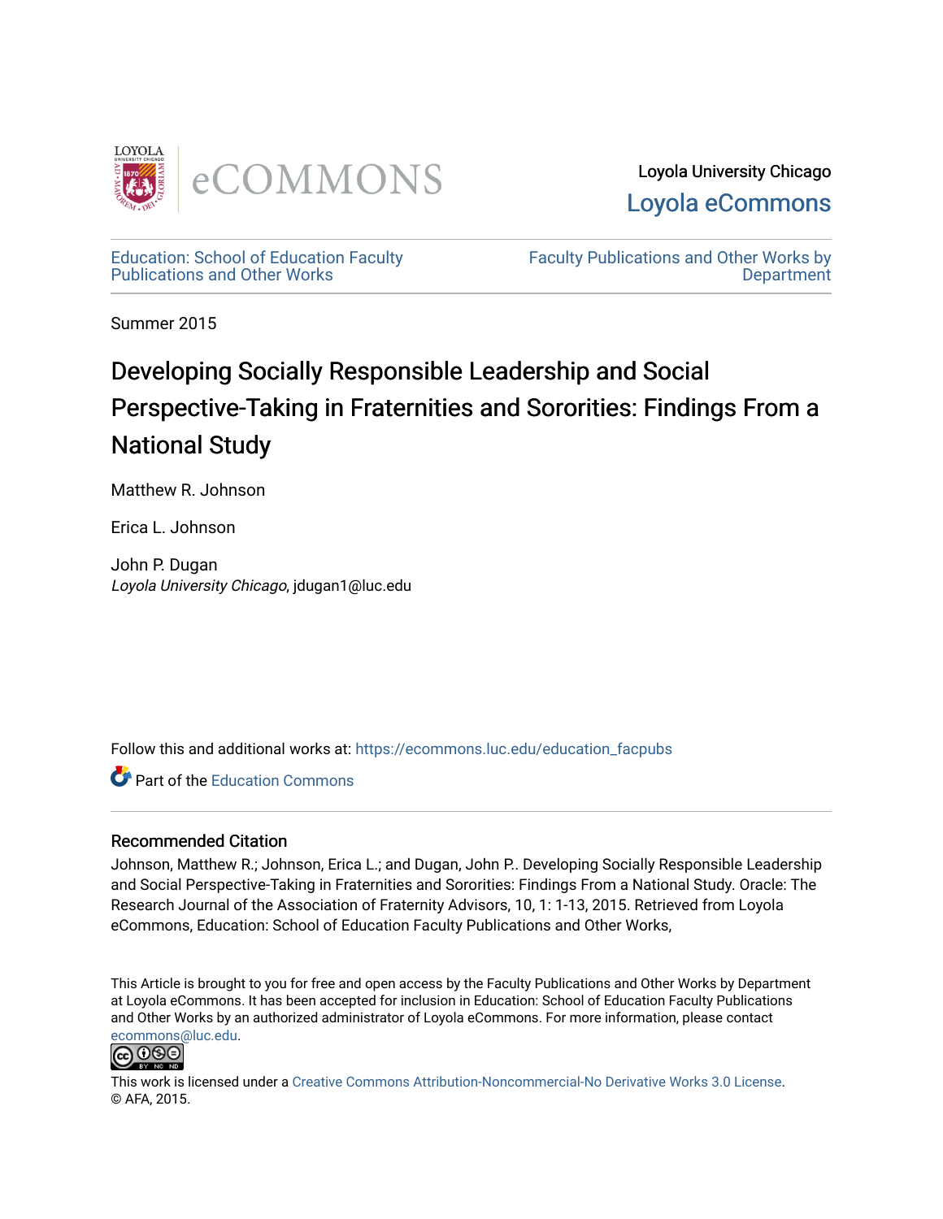Loyola University Chicago

Loyola eCommons

Education: School of Education Faculty Publications and Other Works

Faculty Publications and Other Works by Department

Summer 2015

# Developing Socially Responsible Leadership and Social Perspective-Taking in Fraternities and Sororities: Findings From a National Study

Matthew R. Johnson

Erica L. Johnson

John P. Dugan
*Loyola University Chicago*, jdugan1@luc.edu

Follow this and additional works at: https://ecommons.luc.edu/education_facpubs

Part of the Education Commons

## Recommended Citation

Johnson, Matthew R.; Johnson, Erica L.; and Dugan, John P.. Developing Socially Responsible Leadership and Social Perspective-Taking in Fraternities and Sororities: Findings From a National Study. Oracle: The Research Journal of the Association of Fraternity Advisors, 10, 1: 1-13, 2015. Retrieved from Loyola eCommons, Education: School of Education Faculty Publications and Other Works,

This Article is brought to you for free and open access by the Faculty Publications and Other Works by Department at Loyola eCommons. It has been accepted for inclusion in Education: School of Education Faculty Publications and Other Works by an authorized administrator of Loyola eCommons. For more information, please contact ecommons@luc.edu.

This work is licensed under a Creative Commons Attribution-Noncommercial-No Derivative Works 3.0 License.
© AFA, 2015.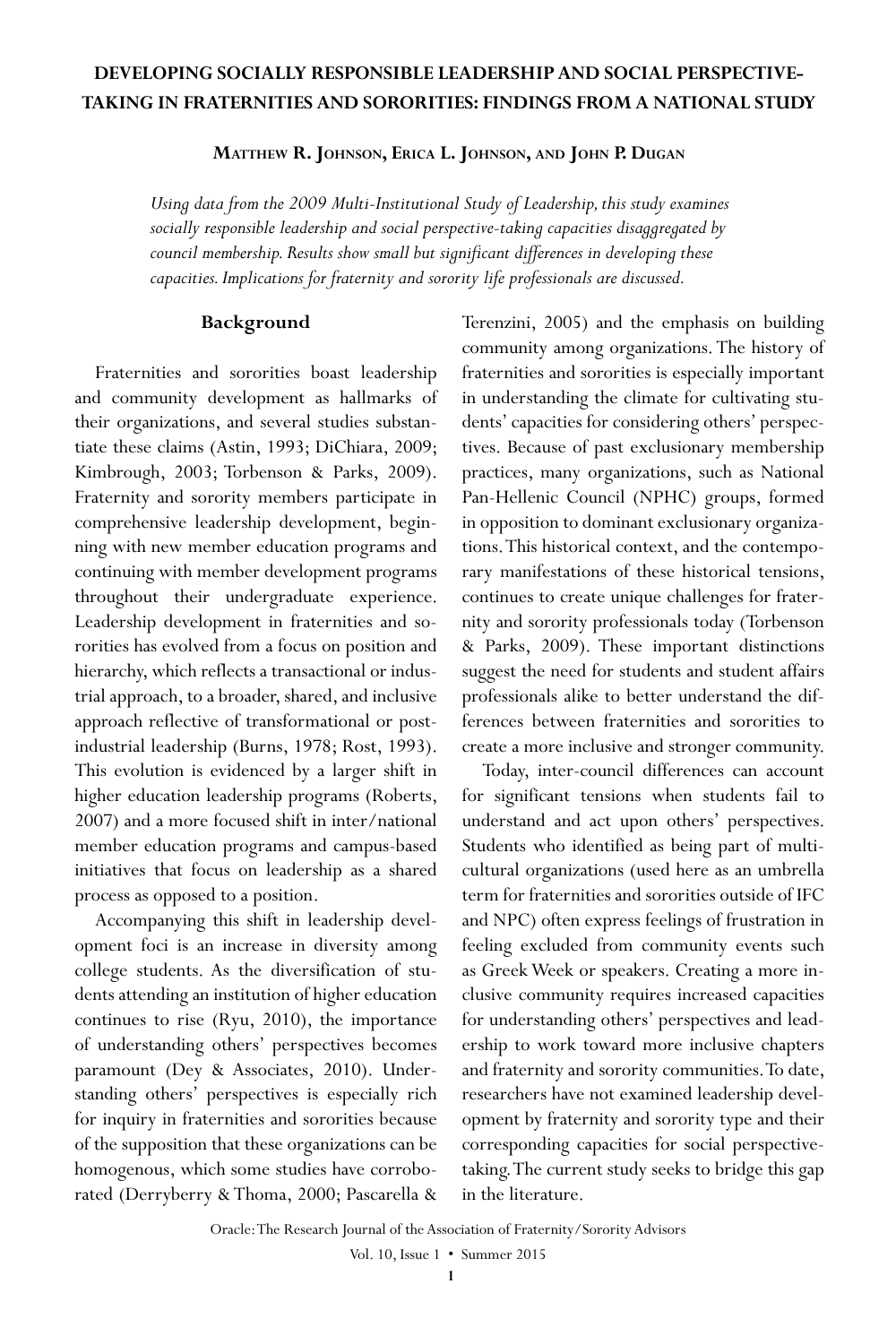# DEVELOPING SOCIALLY RESPONSIBLE LEADERSHIP AND SOCIAL PERSPECTIVE-TAKING IN FRATERNITIES AND SORORITIES: FINDINGS FROM A NATIONAL STUDY

**MATTHEW R. JOHNSON, ERICA L. JOHNSON, AND JOHN P. DUGAN**

*Using data from the 2009 Multi-Institutional Study of Leadership, this study examines socially responsible leadership and social perspective-taking capacities disaggregated by council membership. Results show small but significant differences in developing these capacities. Implications for fraternity and sorority life professionals are discussed.*

## Background

Fraternities and sororities boast leadership and community development as hallmarks of their organizations, and several studies substantiate these claims (Astin, 1993; DiChiara, 2009; Kimbrough, 2003; Torbenson & Parks, 2009). Fraternity and sorority members participate in comprehensive leadership development, beginning with new member education programs and continuing with member development programs throughout their undergraduate experience. Leadership development in fraternities and sororities has evolved from a focus on position and hierarchy, which reflects a transactional or industrial approach, to a broader, shared, and inclusive approach reflective of transformational or post-industrial leadership (Burns, 1978; Rost, 1993). This evolution is evidenced by a larger shift in higher education leadership programs (Roberts, 2007) and a more focused shift in inter/national member education programs and campus-based initiatives that focus on leadership as a shared process as opposed to a position.

Accompanying this shift in leadership development foci is an increase in diversity among college students. As the diversification of students attending an institution of higher education continues to rise (Ryu, 2010), the importance of understanding others' perspectives becomes paramount (Dey & Associates, 2010). Understanding others' perspectives is especially rich for inquiry in fraternities and sororities because of the supposition that these organizations can be homogenous, which some studies have corroborated (Derryberry & Thoma, 2000; Pascarella & Terenzini, 2005) and the emphasis on building community among organizations. The history of fraternities and sororities is especially important in understanding the climate for cultivating students' capacities for considering others' perspectives. Because of past exclusionary membership practices, many organizations, such as National Pan-Hellenic Council (NPHC) groups, formed in opposition to dominant exclusionary organizations. This historical context, and the contemporary manifestations of these historical tensions, continues to create unique challenges for fraternity and sorority professionals today (Torbenson & Parks, 2009). These important distinctions suggest the need for students and student affairs professionals alike to better understand the differences between fraternities and sororities to create a more inclusive and stronger community.

Today, inter-council differences can account for significant tensions when students fail to understand and act upon others' perspectives. Students who identified as being part of multicultural organizations (used here as an umbrella term for fraternities and sororities outside of IFC and NPC) often express feelings of frustration in feeling excluded from community events such as Greek Week or speakers. Creating a more inclusive community requires increased capacities for understanding others' perspectives and leadership to work toward more inclusive chapters and fraternity and sorority communities. To date, researchers have not examined leadership development by fraternity and sorority type and their corresponding capacities for social perspective-taking. The current study seeks to bridge this gap in the literature.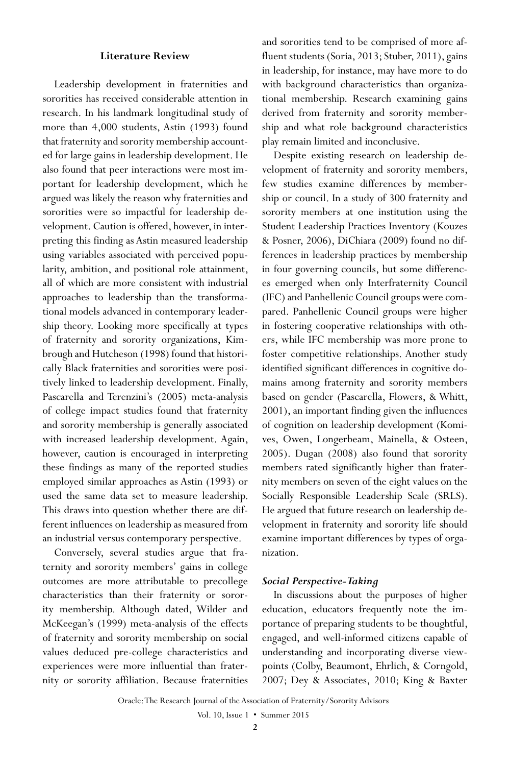## Literature Review

Leadership development in fraternities and sororities has received considerable attention in research. In his landmark longitudinal study of more than 4,000 students, Astin (1993) found that fraternity and sorority membership accounted for large gains in leadership development. He also found that peer interactions were most important for leadership development, which he argued was likely the reason why fraternities and sororities were so impactful for leadership development. Caution is offered, however, in interpreting this finding as Astin measured leadership using variables associated with perceived popularity, ambition, and positional role attainment, all of which are more consistent with industrial approaches to leadership than the transformational models advanced in contemporary leadership theory. Looking more specifically at types of fraternity and sorority organizations, Kimbrough and Hutcheson (1998) found that historically Black fraternities and sororities were positively linked to leadership development. Finally, Pascarella and Terenzini's (2005) meta-analysis of college impact studies found that fraternity and sorority membership is generally associated with increased leadership development. Again, however, caution is encouraged in interpreting these findings as many of the reported studies employed similar approaches as Astin (1993) or used the same data set to measure leadership. This draws into question whether there are different influences on leadership as measured from an industrial versus contemporary perspective.

Conversely, several studies argue that fraternity and sorority members' gains in college outcomes are more attributable to precollege characteristics than their fraternity or sorority membership. Although dated, Wilder and McKeegan's (1999) meta-analysis of the effects of fraternity and sorority membership on social values deduced pre-college characteristics and experiences were more influential than fraternity or sorority affiliation. Because fraternities and sororities tend to be comprised of more affluent students (Soria, 2013; Stuber, 2011), gains in leadership, for instance, may have more to do with background characteristics than organizational membership. Research examining gains derived from fraternity and sorority membership and what role background characteristics play remain limited and inconclusive.

Despite existing research on leadership development of fraternity and sorority members, few studies examine differences by membership or council. In a study of 300 fraternity and sorority members at one institution using the Student Leadership Practices Inventory (Kouzes & Posner, 2006), DiChiara (2009) found no differences in leadership practices by membership in four governing councils, but some differences emerged when only Interfraternity Council (IFC) and Panhellenic Council groups were compared. Panhellenic Council groups were higher in fostering cooperative relationships with others, while IFC membership was more prone to foster competitive relationships. Another study identified significant differences in cognitive domains among fraternity and sorority members based on gender (Pascarella, Flowers, & Whitt, 2001), an important finding given the influences of cognition on leadership development (Komives, Owen, Longerbeam, Mainella, & Osteen, 2005). Dugan (2008) also found that sorority members rated significantly higher than fraternity members on seven of the eight values on the Socially Responsible Leadership Scale (SRLS). He argued that future research on leadership development in fraternity and sorority life should examine important differences by types of organization.

### *Social Perspective-Taking*

In discussions about the purposes of higher education, educators frequently note the importance of preparing students to be thoughtful, engaged, and well-informed citizens capable of understanding and incorporating diverse viewpoints (Colby, Beaumont, Ehrlich, & Corngold, 2007; Dey & Associates, 2010; King & Baxter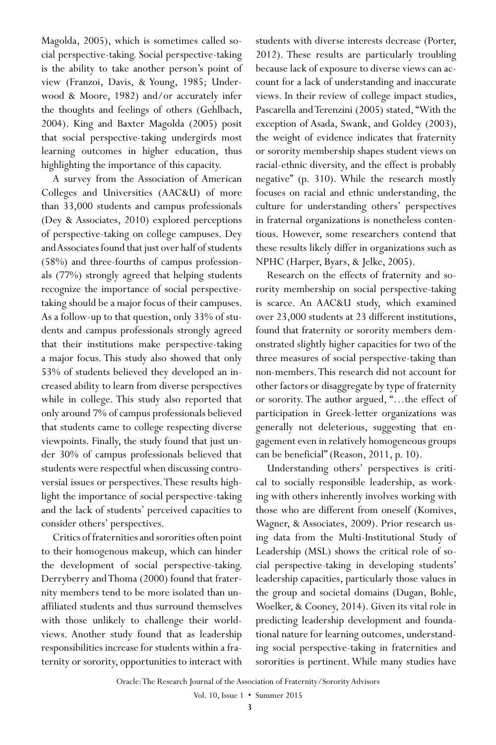Magolda, 2005), which is sometimes called social perspective-taking. Social perspective-taking is the ability to take another person's point of view (Franzoi, Davis, & Young, 1985; Underwood & Moore, 1982) and/or accurately infer the thoughts and feelings of others (Gehlbach, 2004). King and Baxter Magolda (2005) posit that social perspective-taking undergirds most learning outcomes in higher education, thus highlighting the importance of this capacity.

A survey from the Association of American Colleges and Universities (AAC&U) of more than 33,000 students and campus professionals (Dey & Associates, 2010) explored perceptions of perspective-taking on college campuses. Dey and Associates found that just over half of students (58%) and three-fourths of campus professionals (77%) strongly agreed that helping students recognize the importance of social perspective-taking should be a major focus of their campuses. As a follow-up to that question, only 33% of students and campus professionals strongly agreed that their institutions make perspective-taking a major focus. This study also showed that only 53% of students believed they developed an increased ability to learn from diverse perspectives while in college. This study also reported that only around 7% of campus professionals believed that students came to college respecting diverse viewpoints. Finally, the study found that just under 30% of campus professionals believed that students were respectful when discussing controversial issues or perspectives. These results highlight the importance of social perspective-taking and the lack of students' perceived capacities to consider others' perspectives.

Critics of fraternities and sororities often point to their homogenous makeup, which can hinder the development of social perspective-taking. Derryberry and Thoma (2000) found that fraternity members tend to be more isolated than unaffiliated students and thus surround themselves with those unlikely to challenge their worldviews. Another study found that as leadership responsibilities increase for students within a fraternity or sorority, opportunities to interact with students with diverse interests decrease (Porter, 2012). These results are particularly troubling because lack of exposure to diverse views can account for a lack of understanding and inaccurate views. In their review of college impact studies, Pascarella and Terenzini (2005) stated, "With the exception of Asada, Swank, and Goldey (2003), the weight of evidence indicates that fraternity or sorority membership shapes student views on racial-ethnic diversity, and the effect is probably negative" (p. 310). While the research mostly focuses on racial and ethnic understanding, the culture for understanding others' perspectives in fraternal organizations is nonetheless contentious. However, some researchers contend that these results likely differ in organizations such as NPHC (Harper, Byars, & Jelke, 2005).

Research on the effects of fraternity and sorority membership on social perspective-taking is scarce. An AAC&U study, which examined over 23,000 students at 23 different institutions, found that fraternity or sorority members demonstrated slightly higher capacities for two of the three measures of social perspective-taking than non-members. This research did not account for other factors or disaggregate by type of fraternity or sorority. The author argued, "…the effect of participation in Greek-letter organizations was generally not deleterious, suggesting that engagement even in relatively homogeneous groups can be beneficial" (Reason, 2011, p. 10).

Understanding others' perspectives is critical to socially responsible leadership, as working with others inherently involves working with those who are different from oneself (Komives, Wagner, & Associates, 2009). Prior research using data from the Multi-Institutional Study of Leadership (MSL) shows the critical role of social perspective-taking in developing students' leadership capacities, particularly those values in the group and societal domains (Dugan, Bohle, Woelker, & Cooney, 2014). Given its vital role in predicting leadership development and foundational nature for learning outcomes, understanding social perspective-taking in fraternities and sororities is pertinent. While many studies have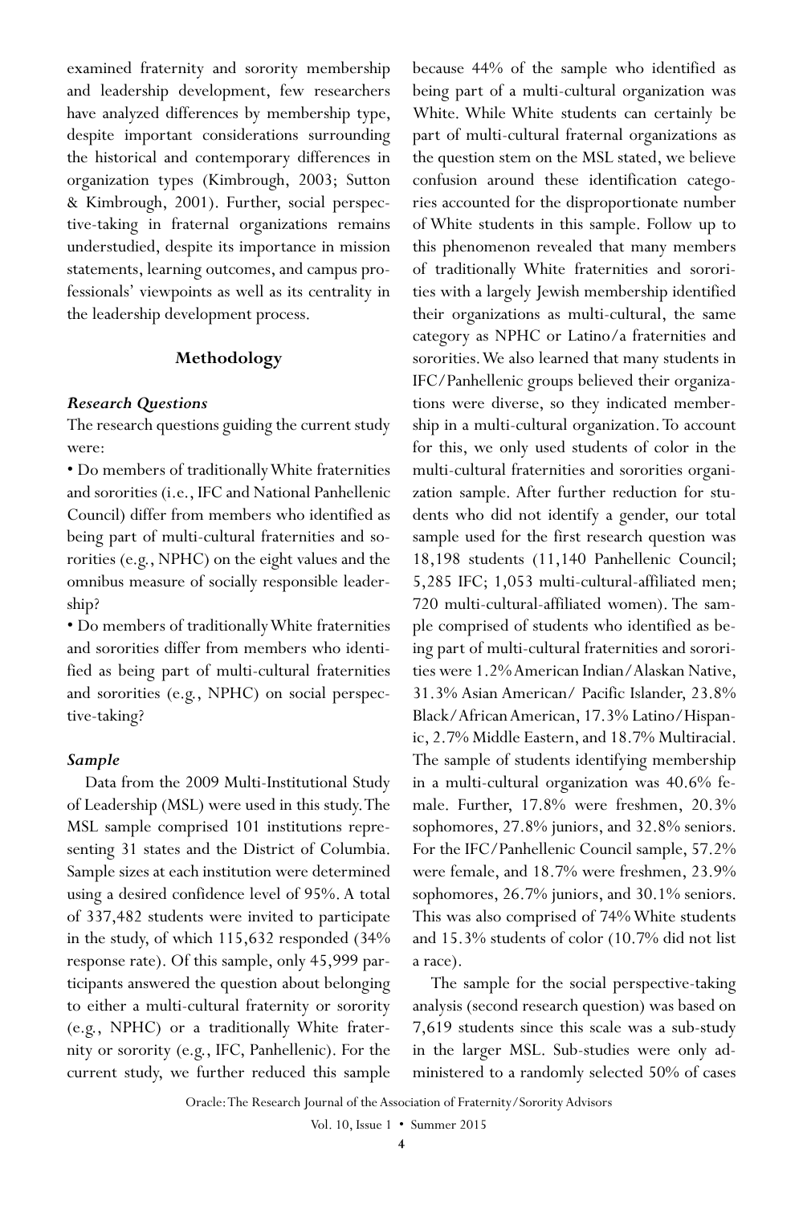examined fraternity and sorority membership and leadership development, few researchers have analyzed differences by membership type, despite important considerations surrounding the historical and contemporary differences in organization types (Kimbrough, 2003; Sutton & Kimbrough, 2001). Further, social perspective-taking in fraternal organizations remains understudied, despite its importance in mission statements, learning outcomes, and campus professionals' viewpoints as well as its centrality in the leadership development process.

## Methodology

### *Research Questions*

The research questions guiding the current study were:

- Do members of traditionally White fraternities and sororities (i.e., IFC and National Panhellenic Council) differ from members who identified as being part of multi-cultural fraternities and sororities (e.g., NPHC) on the eight values and the omnibus measure of socially responsible leadership?
- Do members of traditionally White fraternities and sororities differ from members who identified as being part of multi-cultural fraternities and sororities (e.g., NPHC) on social perspective-taking?

### *Sample*

Data from the 2009 Multi-Institutional Study of Leadership (MSL) were used in this study. The MSL sample comprised 101 institutions representing 31 states and the District of Columbia. Sample sizes at each institution were determined using a desired confidence level of 95%. A total of 337,482 students were invited to participate in the study, of which 115,632 responded (34% response rate). Of this sample, only 45,999 participants answered the question about belonging to either a multi-cultural fraternity or sorority (e.g., NPHC) or a traditionally White fraternity or sorority (e.g., IFC, Panhellenic). For the current study, we further reduced this sample because 44% of the sample who identified as being part of a multi-cultural organization was White. While White students can certainly be part of multi-cultural fraternal organizations as the question stem on the MSL stated, we believe confusion around these identification categories accounted for the disproportionate number of White students in this sample. Follow up to this phenomenon revealed that many members of traditionally White fraternities and sororities with a largely Jewish membership identified their organizations as multi-cultural, the same category as NPHC or Latino/a fraternities and sororities. We also learned that many students in IFC/Panhellenic groups believed their organizations were diverse, so they indicated membership in a multi-cultural organization. To account for this, we only used students of color in the multi-cultural fraternities and sororities organization sample. After further reduction for students who did not identify a gender, our total sample used for the first research question was 18,198 students (11,140 Panhellenic Council; 5,285 IFC; 1,053 multi-cultural-affiliated men; 720 multi-cultural-affiliated women). The sample comprised of students who identified as being part of multi-cultural fraternities and sororities were 1.2% American Indian/Alaskan Native, 31.3% Asian American/ Pacific Islander, 23.8% Black/African American, 17.3% Latino/Hispanic, 2.7% Middle Eastern, and 18.7% Multiracial. The sample of students identifying membership in a multi-cultural organization was 40.6% female. Further, 17.8% were freshmen, 20.3% sophomores, 27.8% juniors, and 32.8% seniors. For the IFC/Panhellenic Council sample, 57.2% were female, and 18.7% were freshmen, 23.9% sophomores, 26.7% juniors, and 30.1% seniors. This was also comprised of 74% White students and 15.3% students of color (10.7% did not list a race).

The sample for the social perspective-taking analysis (second research question) was based on 7,619 students since this scale was a sub-study in the larger MSL. Sub-studies were only administered to a randomly selected 50% of cases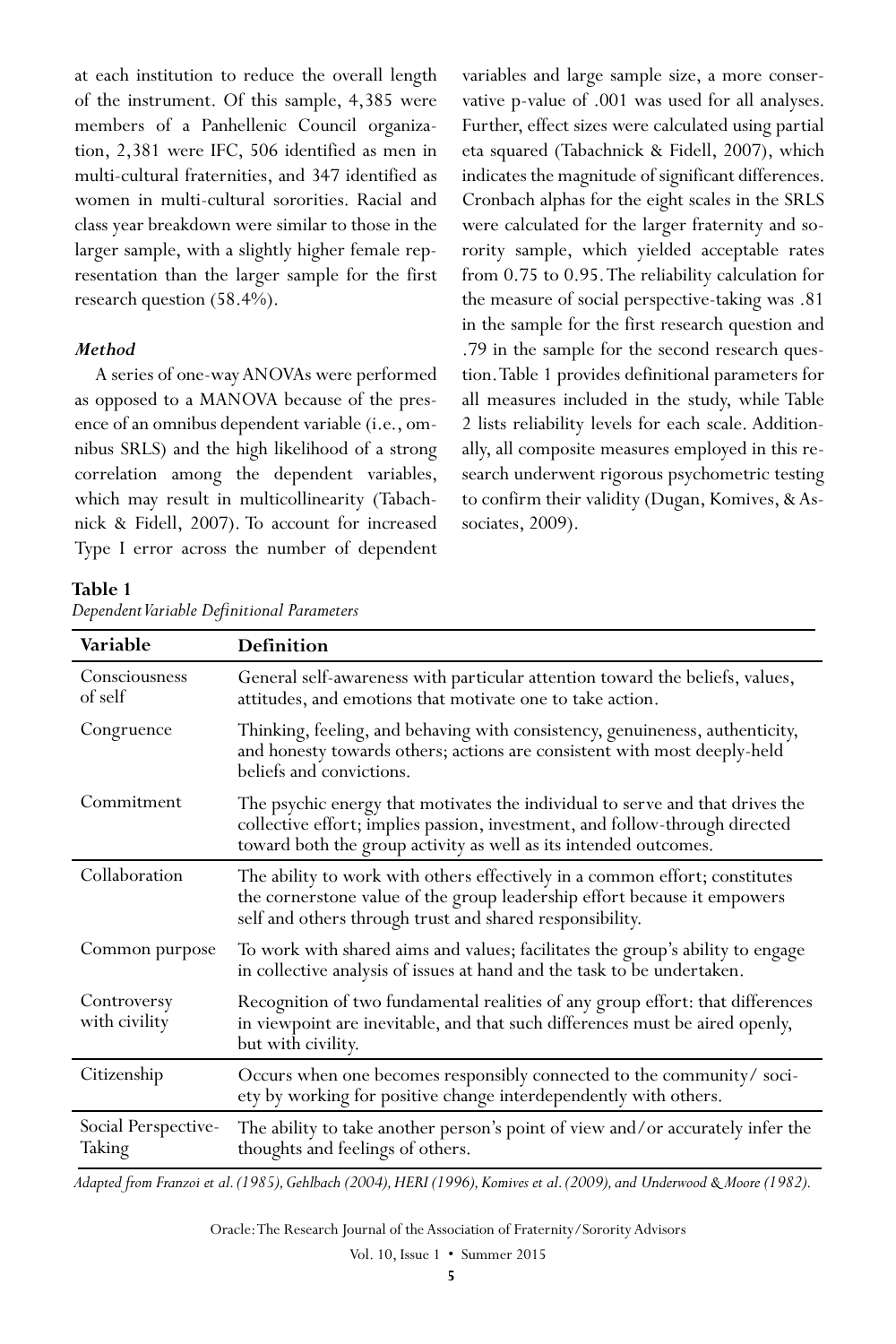at each institution to reduce the overall length of the instrument. Of this sample, 4,385 were members of a Panhellenic Council organization, 2,381 were IFC, 506 identified as men in multi-cultural fraternities, and 347 identified as women in multi-cultural sororities. Racial and class year breakdown were similar to those in the larger sample, with a slightly higher female representation than the larger sample for the first research question (58.4%).

***Method***

A series of one-way ANOVAs were performed as opposed to a MANOVA because of the presence of an omnibus dependent variable (i.e., omnibus SRLS) and the high likelihood of a strong correlation among the dependent variables, which may result in multicollinearity (Tabachnick & Fidell, 2007). To account for increased Type I error across the number of dependent variables and large sample size, a more conservative p-value of .001 was used for all analyses. Further, effect sizes were calculated using partial eta squared (Tabachnick & Fidell, 2007), which indicates the magnitude of significant differences. Cronbach alphas for the eight scales in the SRLS were calculated for the larger fraternity and sorority sample, which yielded acceptable rates from 0.75 to 0.95. The reliability calculation for the measure of social perspective-taking was .81 in the sample for the first research question and .79 in the sample for the second research question. Table 1 provides definitional parameters for all measures included in the study, while Table 2 lists reliability levels for each scale. Additionally, all composite measures employed in this research underwent rigorous psychometric testing to confirm their validity (Dugan, Komives, & Associates, 2009).

**Table 1**

*Dependent Variable Definitional Parameters*

| Variable | Definition |
| --- | --- |
| Consciousness of self | General self-awareness with particular attention toward the beliefs, values, attitudes, and emotions that motivate one to take action. |
| Congruence | Thinking, feeling, and behaving with consistency, genuineness, authenticity, and honesty towards others; actions are consistent with most deeply-held beliefs and convictions. |
| Commitment | The psychic energy that motivates the individual to serve and that drives the collective effort; implies passion, investment, and follow-through directed toward both the group activity as well as its intended outcomes. |
| Collaboration | The ability to work with others effectively in a common effort; constitutes the cornerstone value of the group leadership effort because it empowers self and others through trust and shared responsibility. |
| Common purpose | To work with shared aims and values; facilitates the group's ability to engage in collective analysis of issues at hand and the task to be undertaken. |
| Controversy with civility | Recognition of two fundamental realities of any group effort: that differences in viewpoint are inevitable, and that such differences must be aired openly, but with civility. |
| Citizenship | Occurs when one becomes responsibly connected to the community/ society by working for positive change interdependently with others. |
| Social Perspective-Taking | The ability to take another person's point of view and/or accurately infer the thoughts and feelings of others. |

*Adapted from Franzoi et al. (1985), Gehlbach (2004), HERI (1996), Komives et al. (2009), and Underwood & Moore (1982).*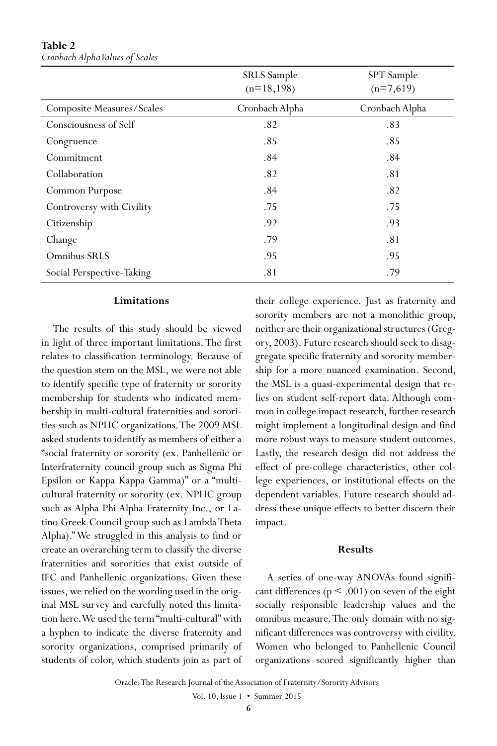**Table 2**
*Cronbach Alpha Values of Scales*

| | SRLS Sample (n=18,198) | SPT Sample (n=7,619) |
|---|---|---|
| Composite Measures/Scales | Cronbach Alpha | Cronbach Alpha |
| Consciousness of Self | .82 | .83 |
| Congruence | .85 | .85 |
| Commitment | .84 | .84 |
| Collaboration | .82 | .81 |
| Common Purpose | .84 | .82 |
| Controversy with Civility | .75 | .75 |
| Citizenship | .92 | .93 |
| Change | .79 | .81 |
| Omnibus SRLS | .95 | .95 |
| Social Perspective-Taking | .81 | .79 |

### Limitations

The results of this study should be viewed in light of three important limitations. The first relates to classification terminology. Because of the question stem on the MSL, we were not able to identify specific type of fraternity or sorority membership for students who indicated membership in multi-cultural fraternities and sororities such as NPHC organizations. The 2009 MSL asked students to identify as members of either a "social fraternity or sorority (ex. Panhellenic or Interfraternity council group such as Sigma Phi Epsilon or Kappa Kappa Gamma)" or a "multi-cultural fraternity or sorority (ex. NPHC group such as Alpha Phi Alpha Fraternity Inc., or Latino Greek Council group such as Lambda Theta Alpha)." We struggled in this analysis to find or create an overarching term to classify the diverse fraternities and sororities that exist outside of IFC and Panhellenic organizations. Given these issues, we relied on the wording used in the original MSL survey and carefully noted this limitation here. We used the term "multi-cultural" with a hyphen to indicate the diverse fraternity and sorority organizations, comprised primarily of students of color, which students join as part of their college experience. Just as fraternity and sorority members are not a monolithic group, neither are their organizational structures (Gregory, 2003). Future research should seek to disaggregate specific fraternity and sorority membership for a more nuanced examination. Second, the MSL is a quasi-experimental design that relies on student self-report data. Although common in college impact research, further research might implement a longitudinal design and find more robust ways to measure student outcomes. Lastly, the research design did not address the effect of pre-college characteristics, other college experiences, or institutional effects on the dependent variables. Future research should address these unique effects to better discern their impact.

### Results

A series of one-way ANOVAs found significant differences ($p < .001$) on seven of the eight socially responsible leadership values and the omnibus measure. The only domain with no significant differences was controversy with civility. Women who belonged to Panhellenic Council organizations scored significantly higher than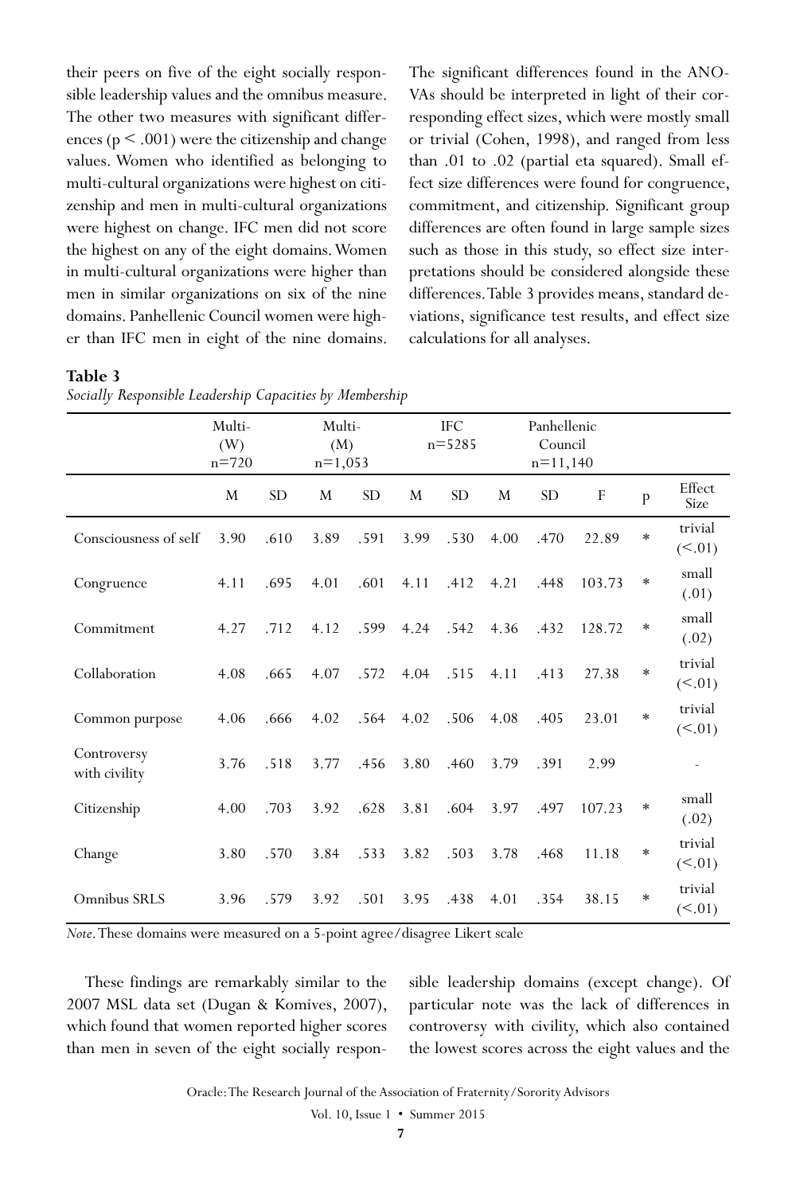their peers on five of the eight socially responsible leadership values and the omnibus measure. The other two measures with significant differences ($p < .001$) were the citizenship and change values. Women who identified as belonging to multi-cultural organizations were highest on citizenship and men in multi-cultural organizations were highest on change. IFC men did not score the highest on any of the eight domains. Women in multi-cultural organizations were higher than men in similar organizations on six of the nine domains. Panhellenic Council women were higher than IFC men in eight of the nine domains. The significant differences found in the ANOVAs should be interpreted in light of their corresponding effect sizes, which were mostly small or trivial (Cohen, 1998), and ranged from less than .01 to .02 (partial eta squared). Small effect size differences were found for congruence, commitment, and citizenship. Significant group differences are often found in large sample sizes such as those in this study, so effect size interpretations should be considered alongside these differences. Table 3 provides means, standard deviations, significance test results, and effect size calculations for all analyses.

**Table 3**
*Socially Responsible Leadership Capacities by Membership*

| | Multi-(W) n=720 | | Multi-(M) n=1,053 | | IFC n=5285 | | Panhellenic Council n=11,140 | | | | |
|---|---|---|---|---|---|---|---|---|---|---|---|
| | M | SD | M | SD | M | SD | M | SD | F | p | Effect Size |
| Consciousness of self | 3.90 | .610 | 3.89 | .591 | 3.99 | .530 | 4.00 | .470 | 22.89 | * | trivial (<.01) |
| Congruence | 4.11 | .695 | 4.01 | .601 | 4.11 | .412 | 4.21 | .448 | 103.73 | * | small (.01) |
| Commitment | 4.27 | .712 | 4.12 | .599 | 4.24 | .542 | 4.36 | .432 | 128.72 | * | small (.02) |
| Collaboration | 4.08 | .665 | 4.07 | .572 | 4.04 | .515 | 4.11 | .413 | 27.38 | * | trivial (<.01) |
| Common purpose | 4.06 | .666 | 4.02 | .564 | 4.02 | .506 | 4.08 | .405 | 23.01 | * | trivial (<.01) |
| Controversy with civility | 3.76 | .518 | 3.77 | .456 | 3.80 | .460 | 3.79 | .391 | 2.99 | | - |
| Citizenship | 4.00 | .703 | 3.92 | .628 | 3.81 | .604 | 3.97 | .497 | 107.23 | * | small (.02) |
| Change | 3.80 | .570 | 3.84 | .533 | 3.82 | .503 | 3.78 | .468 | 11.18 | * | trivial (<.01) |
| Omnibus SRLS | 3.96 | .579 | 3.92 | .501 | 3.95 | .438 | 4.01 | .354 | 38.15 | * | trivial (<.01) |

*Note*. These domains were measured on a 5-point agree/disagree Likert scale

These findings are remarkably similar to the 2007 MSL data set (Dugan & Komives, 2007), which found that women reported higher scores than men in seven of the eight socially responsible leadership domains (except change). Of particular note was the lack of differences in controversy with civility, which also contained the lowest scores across the eight values and the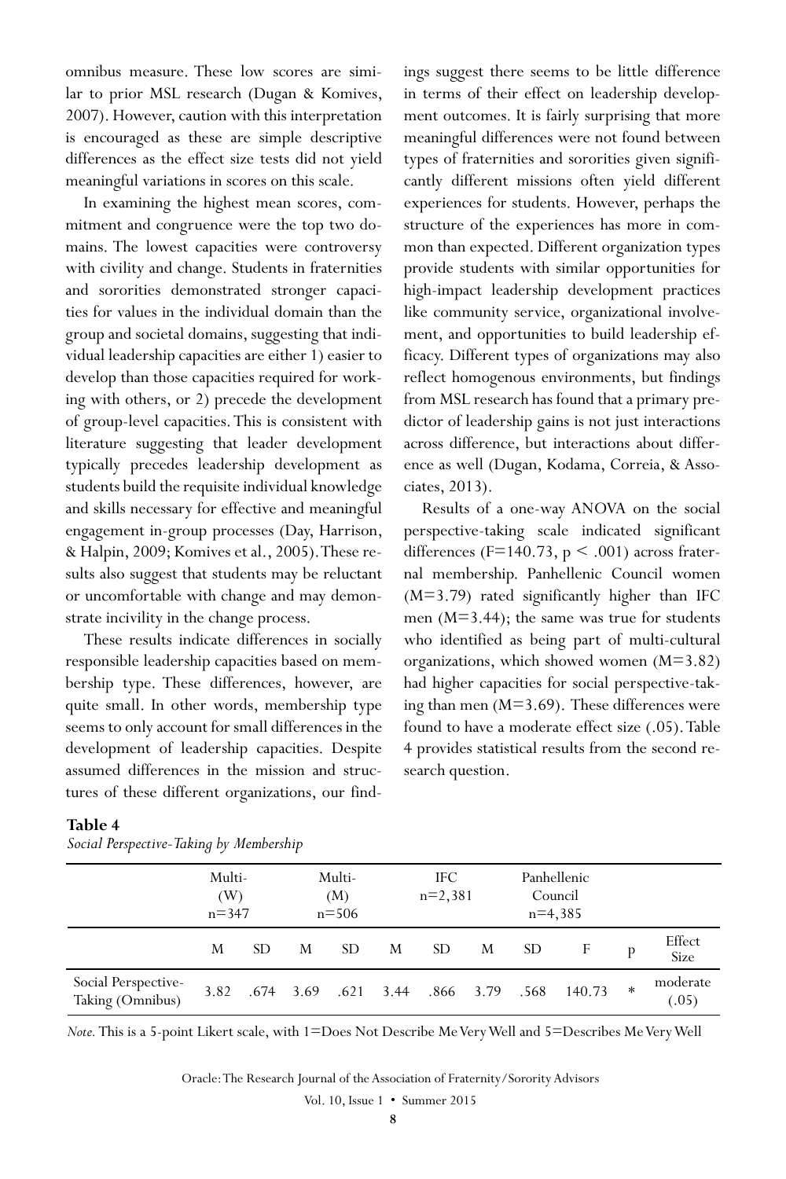omnibus measure. These low scores are similar to prior MSL research (Dugan & Komives, 2007). However, caution with this interpretation is encouraged as these are simple descriptive differences as the effect size tests did not yield meaningful variations in scores on this scale.

In examining the highest mean scores, commitment and congruence were the top two domains. The lowest capacities were controversy with civility and change. Students in fraternities and sororities demonstrated stronger capacities for values in the individual domain than the group and societal domains, suggesting that individual leadership capacities are either 1) easier to develop than those capacities required for working with others, or 2) precede the development of group-level capacities. This is consistent with literature suggesting that leader development typically precedes leadership development as students build the requisite individual knowledge and skills necessary for effective and meaningful engagement in-group processes (Day, Harrison, & Halpin, 2009; Komives et al., 2005). These results also suggest that students may be reluctant or uncomfortable with change and may demonstrate incivility in the change process.

These results indicate differences in socially responsible leadership capacities based on membership type. These differences, however, are quite small. In other words, membership type seems to only account for small differences in the development of leadership capacities. Despite assumed differences in the mission and structures of these different organizations, our findings suggest there seems to be little difference in terms of their effect on leadership development outcomes. It is fairly surprising that more meaningful differences were not found between types of fraternities and sororities given significantly different missions often yield different experiences for students. However, perhaps the structure of the experiences has more in common than expected. Different organization types provide students with similar opportunities for high-impact leadership development practices like community service, organizational involvement, and opportunities to build leadership efficacy. Different types of organizations may also reflect homogenous environments, but findings from MSL research has found that a primary predictor of leadership gains is not just interactions across difference, but interactions about difference as well (Dugan, Kodama, Correia, & Associates, 2013).

Results of a one-way ANOVA on the social perspective-taking scale indicated significant differences ($F=140.73$, $p < .001$) across fraternal membership. Panhellenic Council women ($M=3.79$) rated significantly higher than IFC men ($M=3.44$); the same was true for students who identified as being part of multi-cultural organizations, which showed women ($M=3.82$) had higher capacities for social perspective-taking than men ($M=3.69$). These differences were found to have a moderate effect size (.05). Table 4 provides statistical results from the second research question.

**Table 4**

*Social Perspective-Taking by Membership*

| | Multi- (W) n=347 | | Multi- (M) n=506 | | IFC n=2,381 | | Panhellenic Council n=4,385 | | | | |
|---|---|---|---|---|---|---|---|---|---|---|---|
| | M | SD | M | SD | M | SD | M | SD | F | p | Effect Size |
| Social Perspective-Taking (Omnibus) | 3.82 | .674 | 3.69 | .621 | 3.44 | .866 | 3.79 | .568 | 140.73 | * | moderate (.05) |

*Note.* This is a 5-point Likert scale, with 1=Does Not Describe Me Very Well and 5=Describes Me Very Well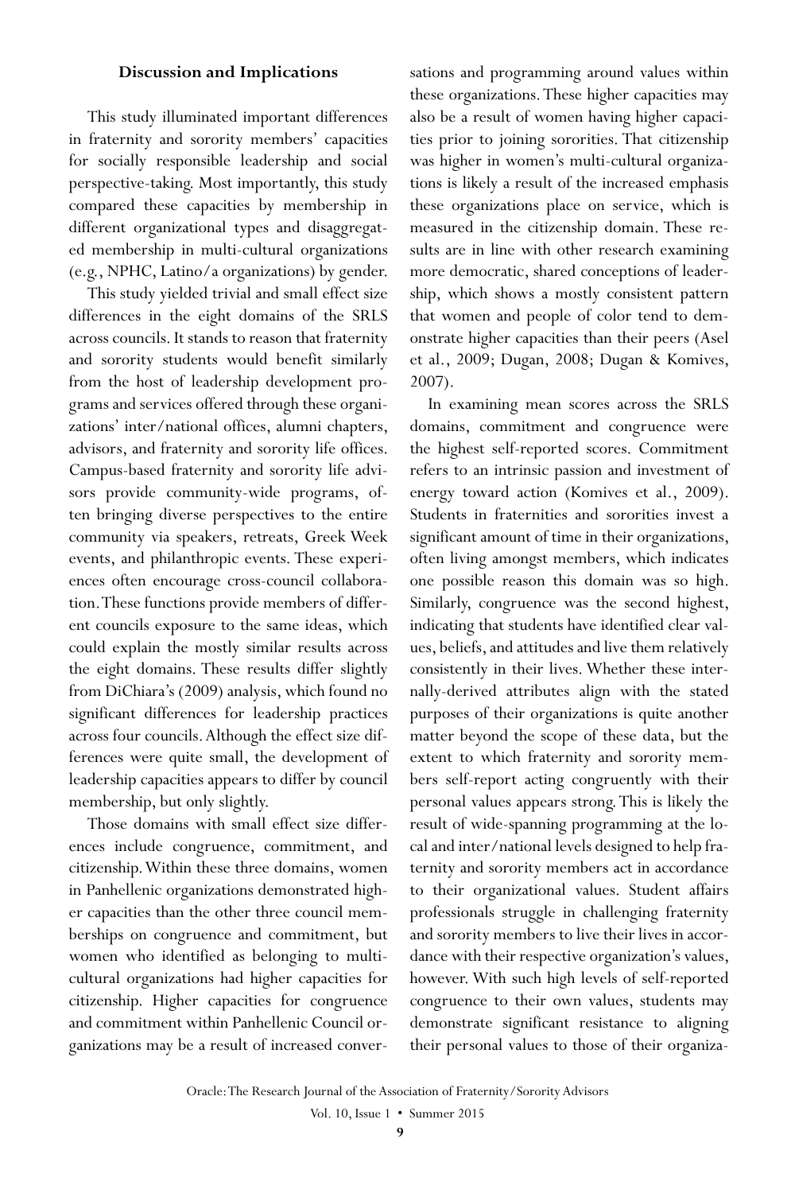## Discussion and Implications

This study illuminated important differences in fraternity and sorority members' capacities for socially responsible leadership and social perspective-taking. Most importantly, this study compared these capacities by membership in different organizational types and disaggregated membership in multi-cultural organizations (e.g., NPHC, Latino/a organizations) by gender.

This study yielded trivial and small effect size differences in the eight domains of the SRLS across councils. It stands to reason that fraternity and sorority students would benefit similarly from the host of leadership development programs and services offered through these organizations' inter/national offices, alumni chapters, advisors, and fraternity and sorority life offices. Campus-based fraternity and sorority life advisors provide community-wide programs, often bringing diverse perspectives to the entire community via speakers, retreats, Greek Week events, and philanthropic events. These experiences often encourage cross-council collaboration. These functions provide members of different councils exposure to the same ideas, which could explain the mostly similar results across the eight domains. These results differ slightly from DiChiara's (2009) analysis, which found no significant differences for leadership practices across four councils. Although the effect size differences were quite small, the development of leadership capacities appears to differ by council membership, but only slightly.

Those domains with small effect size differences include congruence, commitment, and citizenship. Within these three domains, women in Panhellenic organizations demonstrated higher capacities than the other three council memberships on congruence and commitment, but women who identified as belonging to multicultural organizations had higher capacities for citizenship. Higher capacities for congruence and commitment within Panhellenic Council organizations may be a result of increased conversations and programming around values within these organizations. These higher capacities may also be a result of women having higher capacities prior to joining sororities. That citizenship was higher in women's multi-cultural organizations is likely a result of the increased emphasis these organizations place on service, which is measured in the citizenship domain. These results are in line with other research examining more democratic, shared conceptions of leadership, which shows a mostly consistent pattern that women and people of color tend to demonstrate higher capacities than their peers (Asel et al., 2009; Dugan, 2008; Dugan & Komives, 2007).

In examining mean scores across the SRLS domains, commitment and congruence were the highest self-reported scores. Commitment refers to an intrinsic passion and investment of energy toward action (Komives et al., 2009). Students in fraternities and sororities invest a significant amount of time in their organizations, often living amongst members, which indicates one possible reason this domain was so high. Similarly, congruence was the second highest, indicating that students have identified clear values, beliefs, and attitudes and live them relatively consistently in their lives. Whether these internally-derived attributes align with the stated purposes of their organizations is quite another matter beyond the scope of these data, but the extent to which fraternity and sorority members self-report acting congruently with their personal values appears strong. This is likely the result of wide-spanning programming at the local and inter/national levels designed to help fraternity and sorority members act in accordance to their organizational values. Student affairs professionals struggle in challenging fraternity and sorority members to live their lives in accordance with their respective organization's values, however. With such high levels of self-reported congruence to their own values, students may demonstrate significant resistance to aligning their personal values to those of their organiza-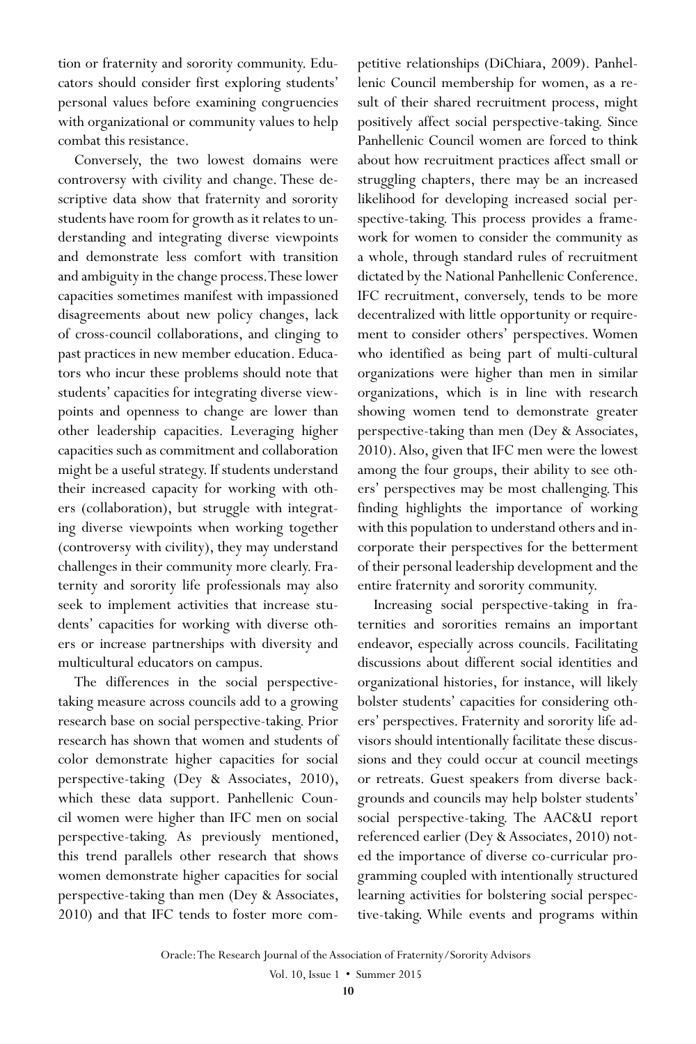tion or fraternity and sorority community. Educators should consider first exploring students' personal values before examining congruencies with organizational or community values to help combat this resistance.

Conversely, the two lowest domains were controversy with civility and change. These descriptive data show that fraternity and sorority students have room for growth as it relates to understanding and integrating diverse viewpoints and demonstrate less comfort with transition and ambiguity in the change process. These lower capacities sometimes manifest with impassioned disagreements about new policy changes, lack of cross-council collaborations, and clinging to past practices in new member education. Educators who incur these problems should note that students' capacities for integrating diverse viewpoints and openness to change are lower than other leadership capacities. Leveraging higher capacities such as commitment and collaboration might be a useful strategy. If students understand their increased capacity for working with others (collaboration), but struggle with integrating diverse viewpoints when working together (controversy with civility), they may understand challenges in their community more clearly. Fraternity and sorority life professionals may also seek to implement activities that increase students' capacities for working with diverse others or increase partnerships with diversity and multicultural educators on campus.

The differences in the social perspective-taking measure across councils add to a growing research base on social perspective-taking. Prior research has shown that women and students of color demonstrate higher capacities for social perspective-taking (Dey & Associates, 2010), which these data support. Panhellenic Council women were higher than IFC men on social perspective-taking. As previously mentioned, this trend parallels other research that shows women demonstrate higher capacities for social perspective-taking than men (Dey & Associates, 2010) and that IFC tends to foster more competitive relationships (DiChiara, 2009). Panhellenic Council membership for women, as a result of their shared recruitment process, might positively affect social perspective-taking. Since Panhellenic Council women are forced to think about how recruitment practices affect small or struggling chapters, there may be an increased likelihood for developing increased social perspective-taking. This process provides a framework for women to consider the community as a whole, through standard rules of recruitment dictated by the National Panhellenic Conference. IFC recruitment, conversely, tends to be more decentralized with little opportunity or requirement to consider others' perspectives. Women who identified as being part of multi-cultural organizations were higher than men in similar organizations, which is in line with research showing women tend to demonstrate greater perspective-taking than men (Dey & Associates, 2010). Also, given that IFC men were the lowest among the four groups, their ability to see others' perspectives may be most challenging. This finding highlights the importance of working with this population to understand others and incorporate their perspectives for the betterment of their personal leadership development and the entire fraternity and sorority community.

Increasing social perspective-taking in fraternities and sororities remains an important endeavor, especially across councils. Facilitating discussions about different social identities and organizational histories, for instance, will likely bolster students' capacities for considering others' perspectives. Fraternity and sorority life advisors should intentionally facilitate these discussions and they could occur at council meetings or retreats. Guest speakers from diverse backgrounds and councils may help bolster students' social perspective-taking. The AAC&U report referenced earlier (Dey & Associates, 2010) noted the importance of diverse co-curricular programming coupled with intentionally structured learning activities for bolstering social perspective-taking. While events and programs within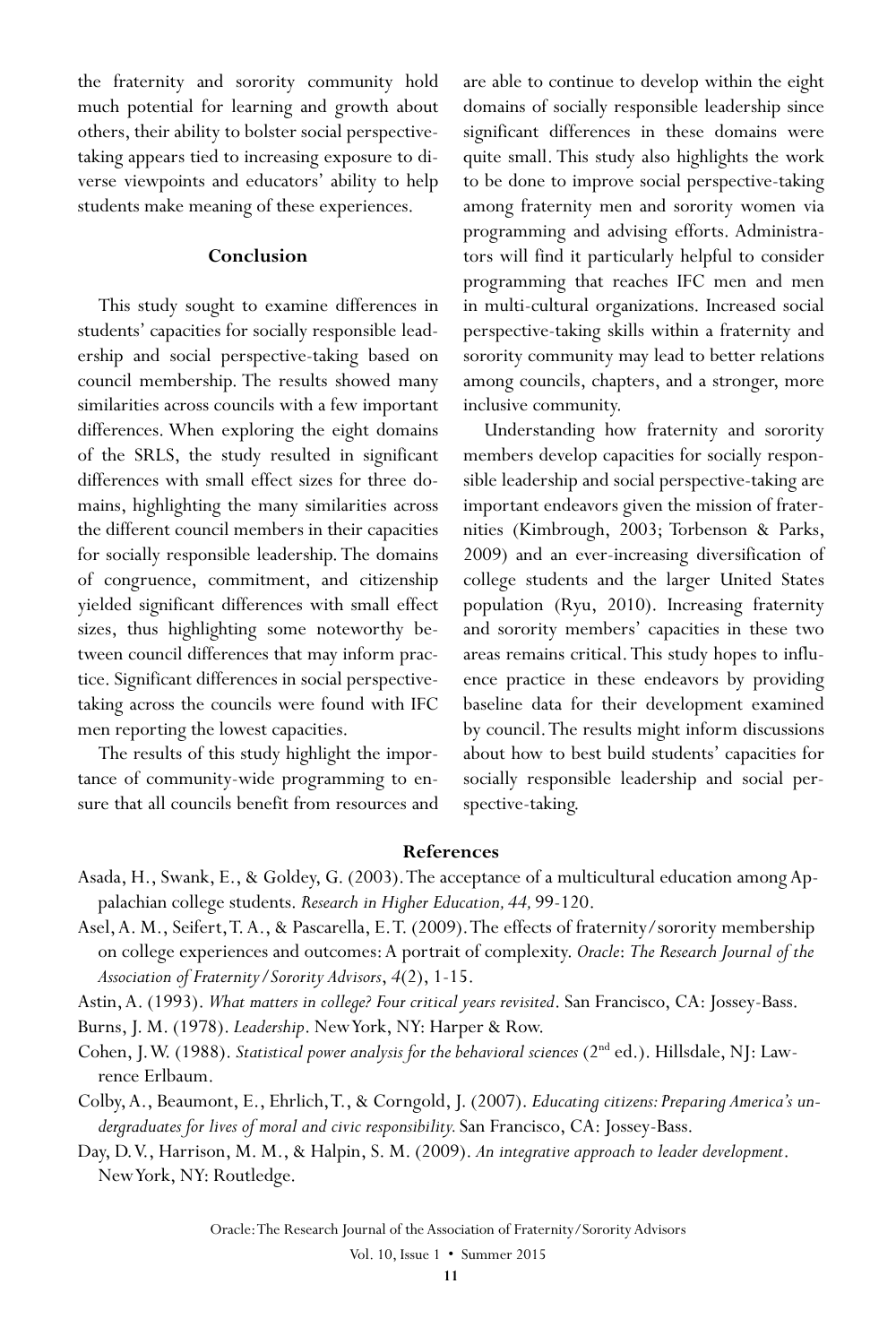the fraternity and sorority community hold much potential for learning and growth about others, their ability to bolster social perspective-taking appears tied to increasing exposure to diverse viewpoints and educators' ability to help students make meaning of these experiences.

## Conclusion

This study sought to examine differences in students' capacities for socially responsible leadership and social perspective-taking based on council membership. The results showed many similarities across councils with a few important differences. When exploring the eight domains of the SRLS, the study resulted in significant differences with small effect sizes for three domains, highlighting the many similarities across the different council members in their capacities for socially responsible leadership. The domains of congruence, commitment, and citizenship yielded significant differences with small effect sizes, thus highlighting some noteworthy between council differences that may inform practice. Significant differences in social perspective-taking across the councils were found with IFC men reporting the lowest capacities.

The results of this study highlight the importance of community-wide programming to ensure that all councils benefit from resources and are able to continue to develop within the eight domains of socially responsible leadership since significant differences in these domains were quite small. This study also highlights the work to be done to improve social perspective-taking among fraternity men and sorority women via programming and advising efforts. Administrators will find it particularly helpful to consider programming that reaches IFC men and men in multi-cultural organizations. Increased social perspective-taking skills within a fraternity and sorority community may lead to better relations among councils, chapters, and a stronger, more inclusive community.

Understanding how fraternity and sorority members develop capacities for socially responsible leadership and social perspective-taking are important endeavors given the mission of fraternities (Kimbrough, 2003; Torbenson & Parks, 2009) and an ever-increasing diversification of college students and the larger United States population (Ryu, 2010). Increasing fraternity and sorority members' capacities in these two areas remains critical. This study hopes to influence practice in these endeavors by providing baseline data for their development examined by council. The results might inform discussions about how to best build students' capacities for socially responsible leadership and social perspective-taking.

## References

Asada, H., Swank, E., & Goldey, G. (2003). The acceptance of a multicultural education among Appalachian college students. *Research in Higher Education, 44,* 99-120.

Asel, A. M., Seifert, T. A., & Pascarella, E. T. (2009). The effects of fraternity/sorority membership on college experiences and outcomes: A portrait of complexity. *Oracle*: *The Research Journal of the Association of Fraternity/Sorority Advisors*, *4*(2), 1-15.

Astin, A. (1993). *What matters in college? Four critical years revisited*. San Francisco, CA: Jossey-Bass.

Burns, J. M. (1978). *Leadership*. New York, NY: Harper & Row.

Cohen, J. W. (1988). *Statistical power analysis for the behavioral sciences* (2nd ed.). Hillsdale, NJ: Lawrence Erlbaum.

Colby, A., Beaumont, E., Ehrlich, T., & Corngold, J. (2007). *Educating citizens: Preparing America's undergraduates for lives of moral and civic responsibility.* San Francisco, CA: Jossey-Bass.

Day, D. V., Harrison, M. M., & Halpin, S. M. (2009). *An integrative approach to leader development*. New York, NY: Routledge.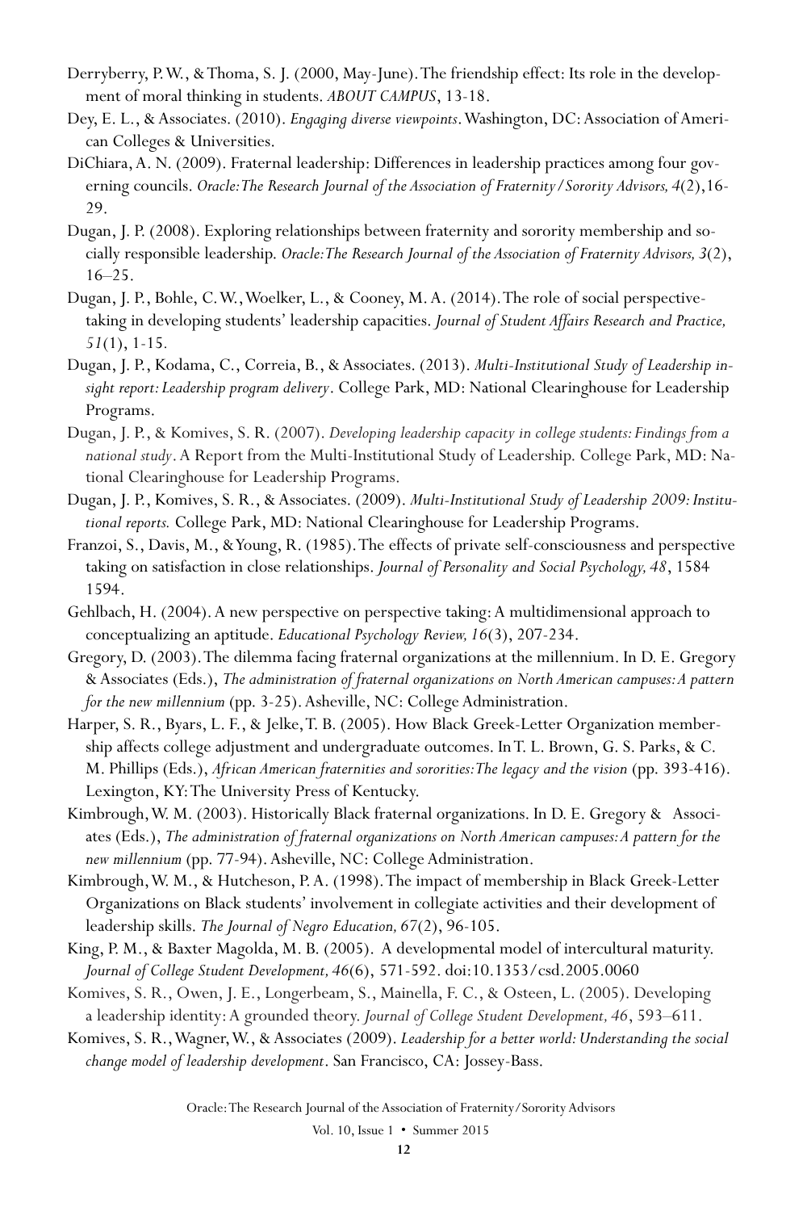Derryberry, P. W., & Thoma, S. J. (2000, May-June). The friendship effect: Its role in the development of moral thinking in students. *ABOUT CAMPUS*, 13-18.

Dey, E. L., & Associates. (2010). *Engaging diverse viewpoints*. Washington, DC: Association of American Colleges & Universities.

DiChiara, A. N. (2009). Fraternal leadership: Differences in leadership practices among four governing councils. *Oracle: The Research Journal of the Association of Fraternity/Sorority Advisors, 4*(2), 16-29.

Dugan, J. P. (2008). Exploring relationships between fraternity and sorority membership and socially responsible leadership. *Oracle: The Research Journal of the Association of Fraternity Advisors, 3*(2), 16–25.

Dugan, J. P., Bohle, C. W., Woelker, L., & Cooney, M. A. (2014). The role of social perspective-taking in developing students' leadership capacities. *Journal of Student Affairs Research and Practice, 51*(1), 1-15.

Dugan, J. P., Kodama, C., Correia, B., & Associates. (2013). *Multi-Institutional Study of Leadership insight report: Leadership program delivery*. College Park, MD: National Clearinghouse for Leadership Programs.

Dugan, J. P., & Komives, S. R. (2007). *Developing leadership capacity in college students: Findings from a national study*. A Report from the Multi-Institutional Study of Leadership. College Park, MD: National Clearinghouse for Leadership Programs.

Dugan, J. P., Komives, S. R., & Associates. (2009). *Multi-Institutional Study of Leadership 2009: Institutional reports.* College Park, MD: National Clearinghouse for Leadership Programs.

Franzoi, S., Davis, M., & Young, R. (1985). The effects of private self-consciousness and perspective taking on satisfaction in close relationships. *Journal of Personality and Social Psychology, 48*, 1584 1594.

Gehlbach, H. (2004). A new perspective on perspective taking: A multidimensional approach to conceptualizing an aptitude. *Educational Psychology Review, 16*(3), 207-234.

Gregory, D. (2003). The dilemma facing fraternal organizations at the millennium. In D. E. Gregory & Associates (Eds.), *The administration of fraternal organizations on North American campuses: A pattern for the new millennium* (pp. 3-25). Asheville, NC: College Administration.

Harper, S. R., Byars, L. F., & Jelke, T. B. (2005). How Black Greek-Letter Organization membership affects college adjustment and undergraduate outcomes. In T. L. Brown, G. S. Parks, & C. M. Phillips (Eds.), *African American fraternities and sororities: The legacy and the vision* (pp. 393-416). Lexington, KY: The University Press of Kentucky.

Kimbrough, W. M. (2003). Historically Black fraternal organizations. In D. E. Gregory & Associates (Eds.), *The administration of fraternal organizations on North American campuses: A pattern for the new millennium* (pp. 77-94). Asheville, NC: College Administration.

Kimbrough, W. M., & Hutcheson, P. A. (1998). The impact of membership in Black Greek-Letter Organizations on Black students' involvement in collegiate activities and their development of leadership skills. *The Journal of Negro Education, 67*(2), 96-105.

King, P. M., & Baxter Magolda, M. B. (2005). A developmental model of intercultural maturity. *Journal of College Student Development, 46*(6), 571-592. doi:10.1353/csd.2005.0060

Komives, S. R., Owen, J. E., Longerbeam, S., Mainella, F. C., & Osteen, L. (2005). Developing a leadership identity: A grounded theory. *Journal of College Student Development, 46*, 593–611.

Komives, S. R., Wagner, W., & Associates (2009). *Leadership for a better world: Understanding the social change model of leadership development*. San Francisco, CA: Jossey-Bass.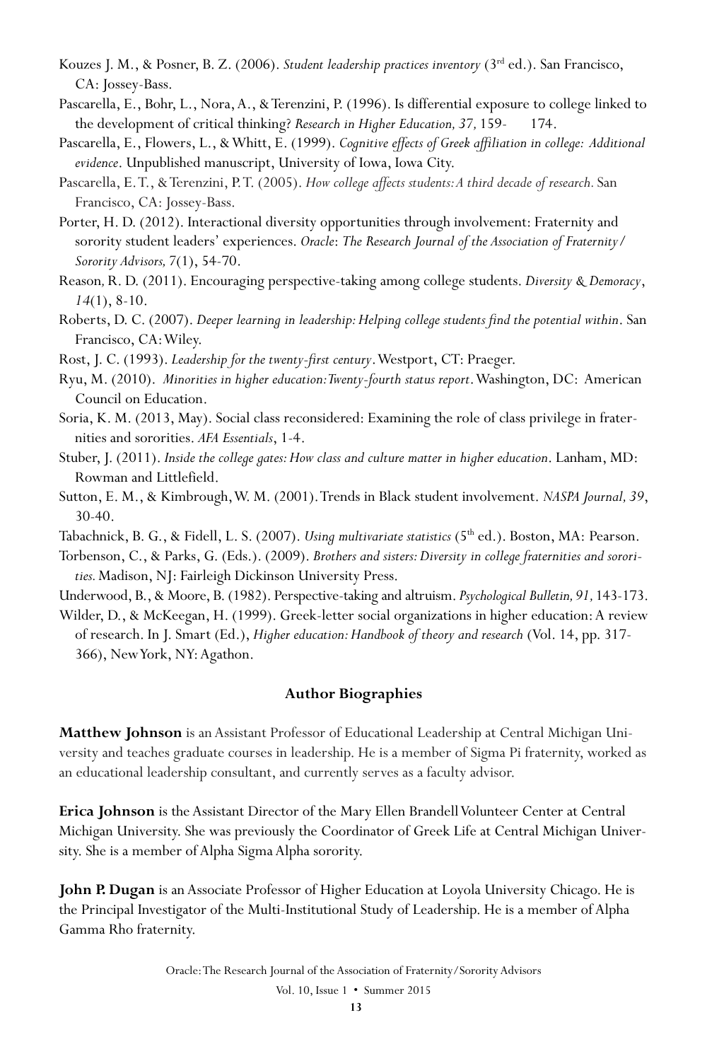Kouzes J. M., & Posner, B. Z. (2006). *Student leadership practices inventory* (3rd ed.). San Francisco, CA: Jossey-Bass.

Pascarella, E., Bohr, L., Nora, A., & Terenzini, P. (1996). Is differential exposure to college linked to the development of critical thinking? *Research in Higher Education, 37,* 159- 174.

Pascarella, E., Flowers, L., & Whitt, E. (1999). *Cognitive effects of Greek affiliation in college: Additional evidence*. Unpublished manuscript, University of Iowa, Iowa City.

Pascarella, E. T., & Terenzini, P. T. (2005). *How college affects students: A third decade of research.* San Francisco, CA: Jossey-Bass.

Porter, H. D. (2012). Interactional diversity opportunities through involvement: Fraternity and sorority student leaders' experiences. *Oracle*: *The Research Journal of the Association of Fraternity/Sorority Advisors, 7*(1), 54-70.

Reason, R. D. (2011). Encouraging perspective-taking among college students. *Diversity & Demoracy*, *14*(1), 8-10.

Roberts, D. C. (2007). *Deeper learning in leadership: Helping college students find the potential within*. San Francisco, CA: Wiley.

Rost, J. C. (1993). *Leadership for the twenty-first century*. Westport, CT: Praeger.

Ryu, M. (2010). *Minorities in higher education: Twenty-fourth status report*. Washington, DC: American Council on Education.

Soria, K. M. (2013, May). Social class reconsidered: Examining the role of class privilege in fraternities and sororities. *AFA Essentials*, 1-4.

Stuber, J. (2011). *Inside the college gates: How class and culture matter in higher education*. Lanham, MD: Rowman and Littlefield.

Sutton, E. M., & Kimbrough, W. M. (2001). Trends in Black student involvement. *NASPA Journal, 39*, 30-40.

Tabachnick, B. G., & Fidell, L. S. (2007). *Using multivariate statistics* (5th ed.). Boston, MA: Pearson.

Torbenson, C., & Parks, G. (Eds.). (2009). *Brothers and sisters: Diversity in college fraternities and sororities.* Madison, NJ: Fairleigh Dickinson University Press.

Underwood, B., & Moore, B. (1982). Perspective-taking and altruism. *Psychological Bulletin, 91,* 143-173.

Wilder, D., & McKeegan, H. (1999). Greek-letter social organizations in higher education: A review of research. In J. Smart (Ed.), *Higher education: Handbook of theory and research* (Vol. 14, pp. 317-366), New York, NY: Agathon.

## Author Biographies

**Matthew Johnson** is an Assistant Professor of Educational Leadership at Central Michigan University and teaches graduate courses in leadership. He is a member of Sigma Pi fraternity, worked as an educational leadership consultant, and currently serves as a faculty advisor.

**Erica Johnson** is the Assistant Director of the Mary Ellen Brandell Volunteer Center at Central Michigan University. She was previously the Coordinator of Greek Life at Central Michigan University. She is a member of Alpha Sigma Alpha sorority.

**John P. Dugan** is an Associate Professor of Higher Education at Loyola University Chicago. He is the Principal Investigator of the Multi-Institutional Study of Leadership. He is a member of Alpha Gamma Rho fraternity.